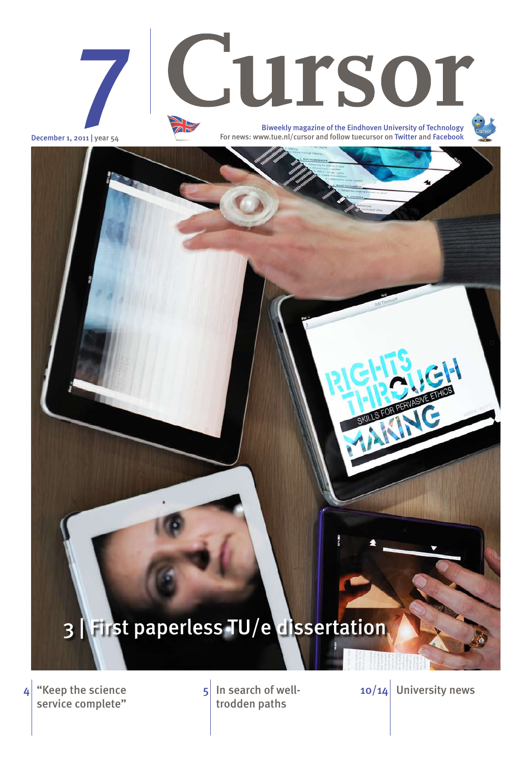# 7 Cursor

December 1, 2011 | year 54

Biweekly magazine of the Eindhoven University of Technology

For news: www.tue.nl/cursor and follow tuecursor on Twitter and Facebook

## 3 | First paperless TU/e dissertation

4 | "Keep the science service complete"

5 | In search of well-trodden paths

10/14 | University news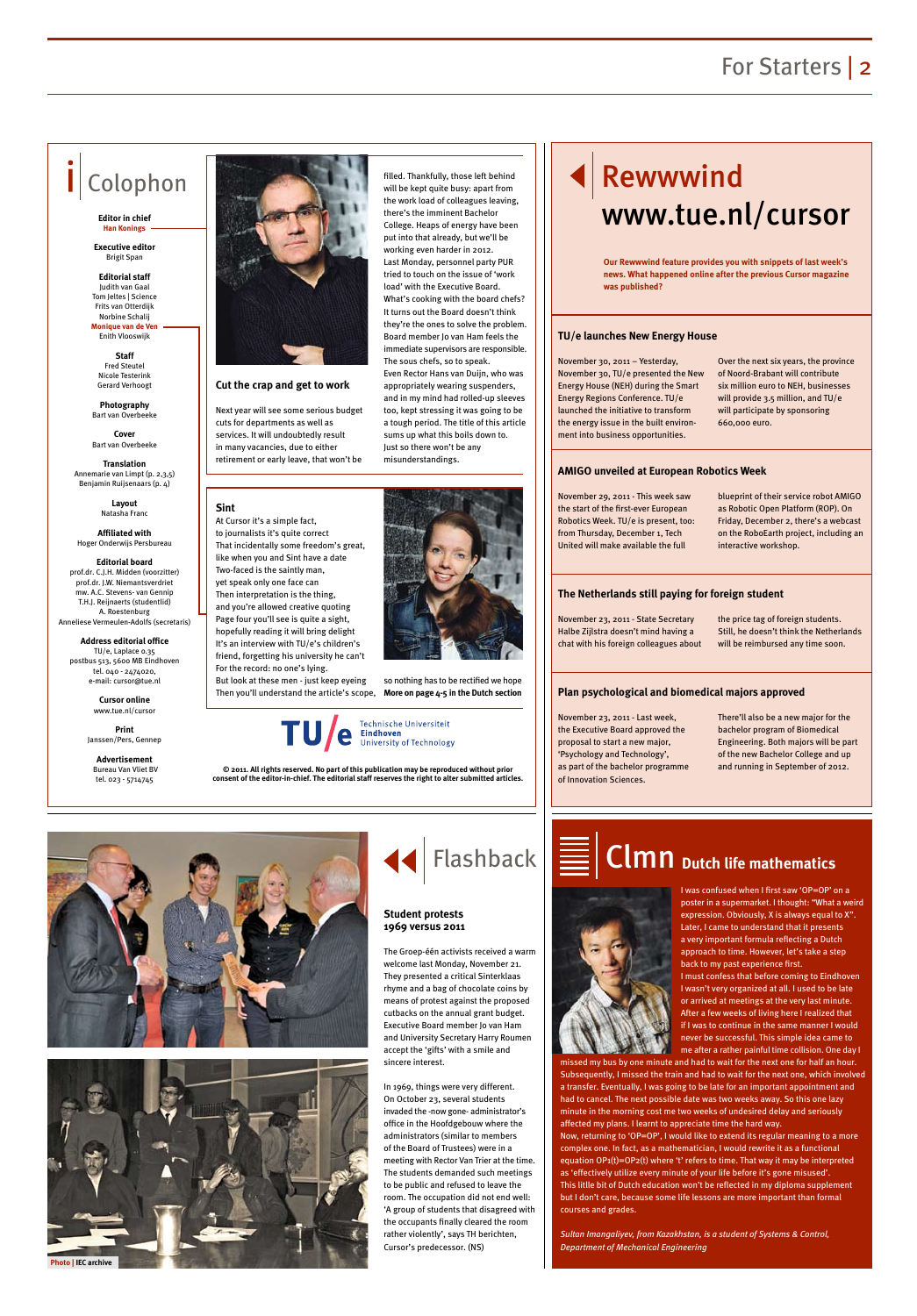# Colophon

**Editor in chief**
Han Konings

**Executive editor**
Brigit Span

**Editorial staff**
Judith van Gaal
Tom Jeltes | Science
Frits van Otterdijk
Norbine Schalij
Monique van de Ven
Enith Vlooswijk

**Staff**
Fred Steutel
Nicole Testerink
Gerard Verhoogt

**Photography**
Bart van Overbeeke

**Cover**
Bart van Overbeeke

**Translation**
Annemarie van Limpt (p. 2,3,5)
Benjamin Ruijsenaars (p. 4)

**Layout**
Natasha Franc

**Affiliated with**
Hoger Onderwijs Persbureau

**Editorial board**
prof.dr. C.J.H. Midden (voorzitter)
prof.dr. J.W. Niemantsverdriet
mw. A.C. Stevens- van Gennip
T.H.J. Reijnaerts (studentlid)
A. Roestenburg
Anneliese Vermeulen-Adolfs (secretaris)

**Address editorial office**
TU/e, Laplace 0.35
postbus 513, 5600 MB Eindhoven
tel. 040 - 2474020,
e-mail: cursor@tue.nl

**Cursor online**
www.tue.nl/cursor

**Print**
Janssen/Pers, Gennep

**Advertisement**
Bureau Van Vliet BV
tel. 023 - 5714745

## Cut the crap and get to work

Next year will see some serious budget cuts for departments as well as services. It will undoubtedly result in many vacancies, due to either retirement or early leave, that won't be filled. Thankfully, those left behind will be kept quite busy: apart from the work load of colleagues leaving, there's the imminent Bachelor College. Heaps of energy have been put into that already, but we'll be working even harder in 2012.

Last Monday, personnel party PUR tried to touch on the issue of 'work load' with the Executive Board. What's cooking with the board chefs? It turns out the Board doesn't think they're the ones to solve the problem. Board member Jo van Ham feels the immediate supervisors are responsible. The sous chefs, so to speak.

Even Rector Hans van Duijn, who was appropriately wearing suspenders, and in my mind had rolled-up sleeves too, kept stressing it was going to be a tough period. The title of this article sums up what this boils down to. Just so there won't be any misunderstandings.

## Sint

At Cursor it's a simple fact,
to journalists it's quite correct
That incidentally some freedom's great,
like when you and Sint have a date
Two-faced is the saintly man,
yet speak only one face can
Then interpretation is the thing,
and you're allowed creative quoting
Page four you'll see is quite a sight,
hopefully reading it will bring delight
It's an interview with TU/e's children's
friend, forgetting his university he can't
For the record: no one's lying.
But look at these men - just keep eyeing
so nothing has to be rectified we hope
Then you'll understand the article's scope, **More on page 4-5 in the Dutch section**

Technische Universiteit Eindhoven University of Technology

**© 2011. All rights reserved. No part of this publication may be reproduced without prior consent of the editor-in-chief. The editorial staff reserves the right to alter submitted articles.**

# Rewwwind www.tue.nl/cursor

**Our Rewwwind feature provides you with snippets of last week's news. What happened online after the previous Cursor magazine was published?**

### TU/e launches New Energy House

November 30, 2011 – Yesterday, November 30, TU/e presented the New Energy House (NEH) during the Smart Energy Regions Conference. TU/e launched the initiative to transform the energy issue in the built environment into business opportunities. Over the next six years, the province of Noord-Brabant will contribute six million euro to NEH, businesses will provide 3.5 million, and TU/e will participate by sponsoring 660,000 euro.

### AMIGO unveiled at European Robotics Week

November 29, 2011 - This week saw the start of the first-ever European Robotics Week. TU/e is present, too: from Thursday, December 1, Tech United will make available the full blueprint of their service robot AMIGO as Robotic Open Platform (ROP). On Friday, December 2, there's a webcast on the RoboEarth project, including an interactive workshop.

### The Netherlands still paying for foreign student

November 23, 2011 - State Secretary Halbe Zijlstra doesn't mind having a chat with his foreign colleagues about the price tag of foreign students. Still, he doesn't think the Netherlands will be reimbursed any time soon.

### Plan psychological and biomedical majors approved

November 23, 2011 - Last week, the Executive Board approved the proposal to start a new major, 'Psychology and Technology', as part of the bachelor programme of Innovation Sciences. There'll also be a new major for the bachelor program of Biomedical Engineering. Both majors will be part of the new Bachelor College and up and running in September of 2012.

# Flashback

### Student protests 1969 versus 2011

The Groep-één activists received a warm welcome last Monday, November 21. They presented a critical Sinterklaas rhyme and a bag of chocolate coins by means of protest against the proposed cutbacks on the annual grant budget. Executive Board member Jo van Ham and University Secretary Harry Roumen accept the 'gifts' with a smile and sincere interest.

In 1969, things were very different. On October 23, several students invaded the -now gone- administrator's office in the Hoofdgebouw where the administrators (similar to members of the Board of Trustees) were in a meeting with Rector Van Trier at the time. The students demanded such meetings to be public and refused to leave the room. The occupation did not end well: 'A group of students that disagreed with the occupants finally cleared the room rather violently', says TH berichten, Cursor's predecessor. (NS)

Photo | IEC archive

# Clmn Dutch life mathematics

I was confused when I first saw 'OP=OP' on a poster in a supermarket. I thought: "What a weird expression. Obviously, X is always equal to X". Later, I came to understand that it presents a very important formula reflecting a Dutch approach to time. However, let's take a step back to my past experience first.

I must confess that before coming to Eindhoven I wasn't very organized at all. I used to be late or arrived at meetings at the very last minute. After a few weeks of living here I realized that if I was to continue in the same manner I would never be successful. This simple idea came to me after a rather painful time collision. One day I missed my bus by one minute and had to wait for the next one for half an hour. Subsequently, I missed the train and had to wait for the next one, which involved a transfer. Eventually, I was going to be late for an important appointment and had to cancel. The next possible date was two weeks away. So this one lazy minute in the morning cost me two weeks of undesired delay and seriously affected my plans. I learnt to appreciate time the hard way.

Now, returning to 'OP=OP', I would like to extend its regular meaning to a more complex one. In fact, as a mathematician, I would rewrite it as a functional equation $OP1(t)=OP2(t)$ where 't' refers to time. That way it may be interpreted as 'effectively utilize every minute of your life before it's gone misused'.

This litlle bit of Dutch education won't be reflected in my diploma supplement but I don't care, because some life lessons are more important than formal courses and grades.

*Sultan Imangaliyev, from Kazakhstan, is a student of Systems & Control, Department of Mechanical Engineering*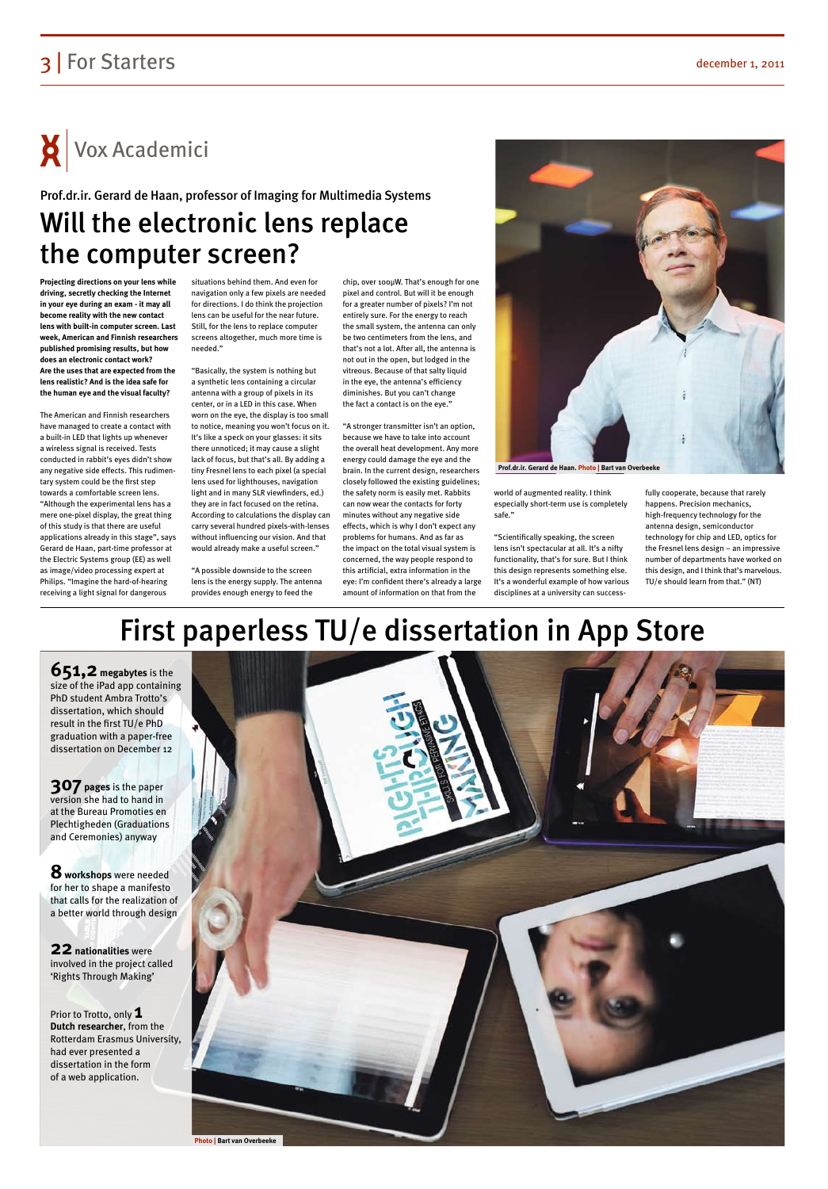# Vox Academici

Prof.dr.ir. Gerard de Haan, professor of Imaging for Multimedia Systems

## Will the electronic lens replace the computer screen?

**Projecting directions on your lens while driving, secretly checking the Internet in your eye during an exam - it may all become reality with the new contact lens with built-in computer screen. Last week, American and Finnish researchers published promising results, but how does an electronic contact work? Are the uses that are expected from the lens realistic? And is the idea safe for the human eye and the visual faculty?**

The American and Finnish researchers have managed to create a contact with a built-in LED that lights up whenever a wireless signal is received. Tests conducted in rabbit's eyes didn't show any negative side effects. This rudimentary system could be the first step towards a comfortable screen lens. "Although the experimental lens has a mere one-pixel display, the great thing of this study is that there are useful applications already in this stage", says Gerard de Haan, part-time professor at the Electric Systems group (EE) as well as image/video processing expert at Philips. "Imagine the hard-of-hearing receiving a light signal for dangerous situations behind them. And even for navigation only a few pixels are needed for directions. I do think the projection lens can be useful for the near future. Still, for the lens to replace computer screens altogether, much more time is needed."

"Basically, the system is nothing but a synthetic lens containing a circular antenna with a group of pixels in its center, or in a LED in this case. When worn on the eye, the display is too small to notice, meaning you won't focus on it. It's like a speck on your glasses: it sits there unnoticed; it may cause a slight lack of focus, but that's all. By adding a tiny Fresnel lens to each pixel (a special lens used for lighthouses, navigation light and in many SLR viewfinders, ed.) they are in fact focused on the retina. According to calculations the display can carry several hundred pixels-with-lenses without influencing our vision. And that would already make a useful screen."

"A possible downside to the screen lens is the energy supply. The antenna provides enough energy to feed the chip, over 100μW. That's enough for one pixel and control. But will it be enough for a greater number of pixels? I'm not entirely sure. For the energy to reach the small system, the antenna can only be two centimeters from the lens, and that's not a lot. After all, the antenna is not out in the open, but lodged in the vitreous. Because of that salty liquid in the eye, the antenna's efficiency diminishes. But you can't change the fact a contact is on the eye."

"A stronger transmitter isn't an option, because we have to take into account the overall heat development. Any more energy could damage the eye and the brain. In the current design, researchers closely followed the existing guidelines; the safety norm is easily met. Rabbits can now wear the contacts for forty minutes without any negative side effects, which is why I don't expect any problems for humans. And as far as the impact on the total visual system is concerned, the way people respond to this artificial, extra information in the eye: I'm confident there's already a large amount of information on that from the world of augmented reality. I think especially short-term use is completely safe."

"Scientifically speaking, the screen lens isn't spectacular at all. It's a nifty functionality, that's for sure. But I think this design represents something else. It's a wonderful example of how various disciplines at a university can successfully cooperate, because that rarely happens. Precision mechanics, high-frequency technology for the antenna design, semiconductor technology for chip and LED, optics for the Fresnel lens design – an impressive number of departments have worked on this design, and I think that's marvelous. TU/e should learn from that." (NT)

Prof.dr.ir. Gerard de Haan. Photo | Bart van Overbeeke

## First paperless TU/e dissertation in App Store

**651,2 megabytes** is the size of the iPad app containing PhD student Ambra Trotto's dissertation, which should result in the first TU/e PhD graduation with a paper-free dissertation on December 12

**307 pages** is the paper version she had to hand in at the Bureau Promoties en Plechtigheden (Graduations and Ceremonies) anyway

**8 workshops** were needed for her to shape a manifesto that calls for the realization of a better world through design

**22 nationalities** were involved in the project called 'Rights Through Making'

Prior to Trotto, only **1 Dutch researcher**, from the Rotterdam Erasmus University, had ever presented a dissertation in the form of a web application.

Photo | Bart van Overbeeke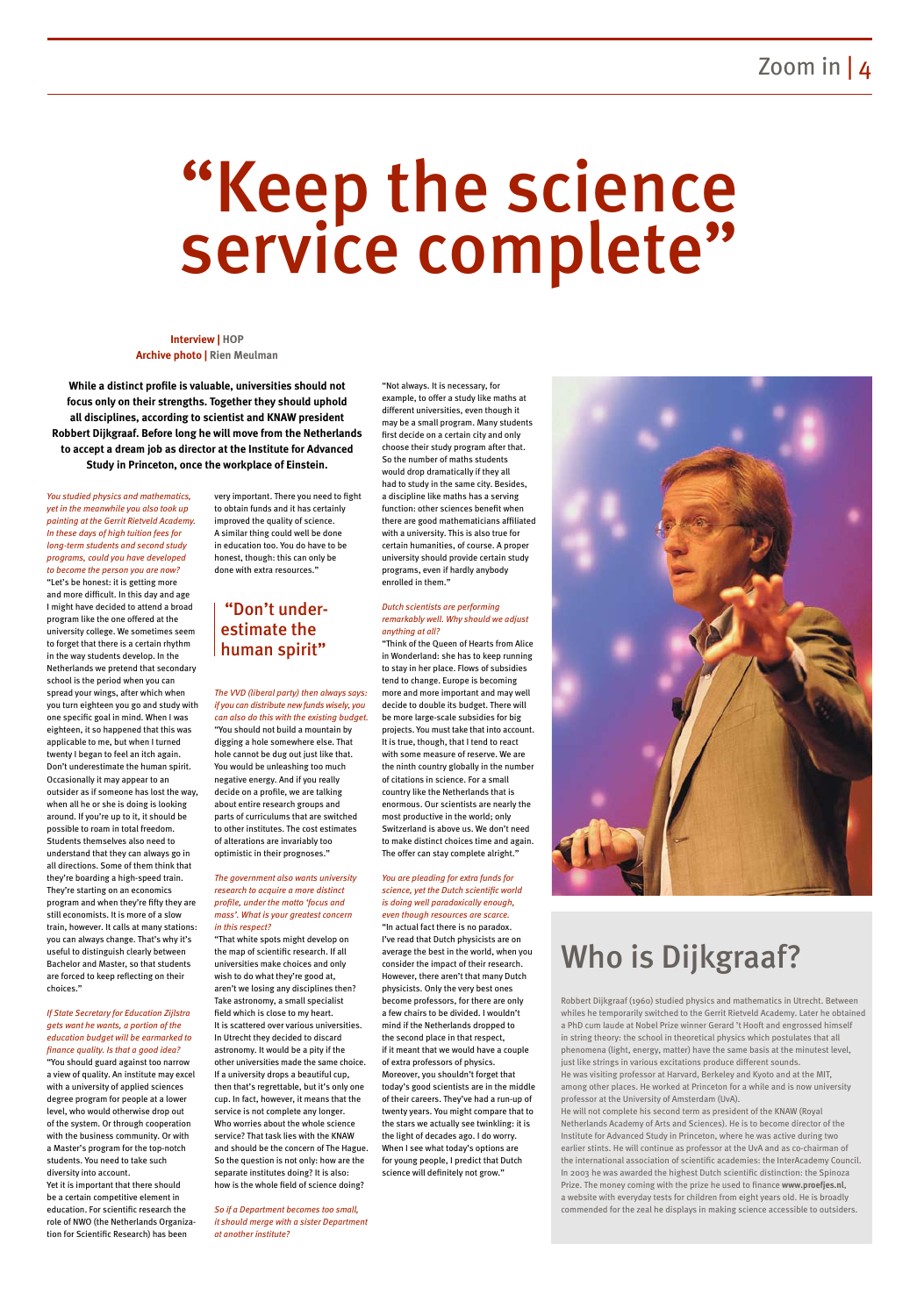# "Keep the science service complete"

**Interview |** HOP
**Archive photo |** Rien Meulman

**While a distinct profile is valuable, universities should not focus only on their strengths. Together they should uphold all disciplines, according to scientist and KNAW president Robbert Dijkgraaf. Before long he will move from the Netherlands to accept a dream job as director at the Institute for Advanced Study in Princeton, once the workplace of Einstein.**

*You studied physics and mathematics, yet in the meanwhile you also took up painting at the Gerrit Rietveld Academy. In these days of high tuition fees for long-term students and second study programs, could you have developed to become the person you are now?*

"Let's be honest: it is getting more and more difficult. In this day and age I might have decided to attend a broad program like the one offered at the university college. We sometimes seem to forget that there is a certain rhythm in the way students develop. In the Netherlands we pretend that secondary school is the period when you can spread your wings, after which when you turn eighteen you go and study with one specific goal in mind. When I was eighteen, it so happened that this was applicable to me, but when I turned twenty I began to feel an itch again. Don't underestimate the human spirit. Occasionally it may appear to an outsider as if someone has lost the way, when all he or she is doing is looking around. If you're up to it, it should be possible to roam in total freedom. Students themselves also need to understand that they can always go in all directions. Some of them think that they're boarding a high-speed train. They're starting on an economics program and when they're fifty they are still economists. It is more of a slow train, however. It calls at many stations: you can always change. That's why it's useful to distinguish clearly between Bachelor and Master, so that students are forced to keep reflecting on their choices."

*If State Secretary for Education Zijlstra gets want he wants, a portion of the education budget will be earmarked to finance quality. Is that a good idea?*

"You should guard against too narrow a view of quality. An institute may excel with a university of applied sciences degree program for people at a lower level, who would otherwise drop out of the system. Or through cooperation with the business community. Or with a Master's program for the top-notch students. You need to take such diversity into account.
Yet it is important that there should be a certain competitive element in education. For scientific research the role of NWO (the Netherlands Organization for Scientific Research) has been very important. There you need to fight to obtain funds and it has certainly improved the quality of science. A similar thing could well be done in education too. You do have to be honest, though: this can only be done with extra resources."

## "Don't underestimate the human spirit"

*The VVD (liberal party) then always says: if you can distribute new funds wisely, you can also do this with the existing budget.*

"You should not build a mountain by digging a hole somewhere else. That hole cannot be dug out just like that. You would be unleashing too much negative energy. And if you really decide on a profile, we are talking about entire research groups and parts of curriculums that are switched to other institutes. The cost estimates of alterations are invariably too optimistic in their prognoses."

*The government also wants university research to acquire a more distinct profile, under the motto 'focus and mass'. What is your greatest concern in this respect?*

"That white spots might develop on the map of scientific research. If all universities make choices and only wish to do what they're good at, aren't we losing any disciplines then? Take astronomy, a small specialist field which is close to my heart. It is scattered over various universities. In Utrecht they decided to discard astronomy. It would be a pity if the other universities made the same choice. If a university drops a beautiful cup, then that's regrettable, but it's only one cup. In fact, however, it means that the service is not complete any longer. Who worries about the whole science service? That task lies with the KNAW and should be the concern of The Hague. So the question is not only: how are the separate institutes doing? It is also: how is the whole field of science doing?

*So if a Department becomes too small, it should merge with a sister Department at another institute?*

"Not always. It is necessary, for example, to offer a study like maths at different universities, even though it may be a small program. Many students first decide on a certain city and only choose their study program after that. So the number of maths students would drop dramatically if they all had to study in the same city. Besides, a discipline like maths has a serving function: other sciences benefit when there are good mathematicians affiliated with a university. This is also true for certain humanities, of course. A proper university should provide certain study programs, even if hardly anybody enrolled in them."

*Dutch scientists are performing remarkably well. Why should we adjust anything at all?*

"Think of the Queen of Hearts from Alice in Wonderland: she has to keep running to stay in her place. Flows of subsidies tend to change. Europe is becoming more and more important and may well decide to double its budget. There will be more large-scale subsidies for big projects. You must take that into account. It is true, though, that I tend to react with some measure of reserve. We are the ninth country globally in the number of citations in science. For a small country like the Netherlands that is enormous. Our scientists are nearly the most productive in the world; only Switzerland is above us. We don't need to make distinct choices time and again. The offer can stay complete alright."

*You are pleading for extra funds for science, yet the Dutch scientific world is doing well paradoxically enough, even though resources are scarce.*

"In actual fact there is no paradox. I've read that Dutch physicists are on average the best in the world, when you consider the impact of their research. However, there aren't that many Dutch physicists. Only the very best ones become professors, for there are only a few chairs to be divided. I wouldn't mind if the Netherlands dropped to the second place in that respect, if it meant that we would have a couple of extra professors of physics. Moreover, you shouldn't forget that today's good scientists are in the middle of their careers. They've had a run-up of twenty years. You might compare that to the stars we actually see twinkling: it is the light of decades ago. I do worry. When I see what today's options are for young people, I predict that Dutch science will definitely not grow."

## Who is Dijkgraaf?

Robbert Dijkgraaf (1960) studied physics and mathematics in Utrecht. Between whiles he temporarily switched to the Gerrit Rietveld Academy. Later he obtained a PhD cum laude at Nobel Prize winner Gerard 't Hooft and engrossed himself in string theory: the school in theoretical physics which postulates that all phenomena (light, energy, matter) have the same basis at the minutest level, just like strings in various excitations produce different sounds.
He was visiting professor at Harvard, Berkeley and Kyoto and at the MIT, among other places. He worked at Princeton for a while and is now university professor at the University of Amsterdam (UvA).
He will not complete his second term as president of the KNAW (Royal Netherlands Academy of Arts and Sciences). He is to become director of the Institute for Advanced Study in Princeton, where he was active during two earlier stints. He will continue as professor at the UvA and as co-chairman of the international association of scientific academies: the InterAcademy Council. In 2003 he was awarded the highest Dutch scientific distinction: the Spinoza Prize. The money coming with the prize he used to finance **www.proefjes.nl**, a website with everyday tests for children from eight years old. He is broadly commended for the zeal he displays in making science accessible to outsiders.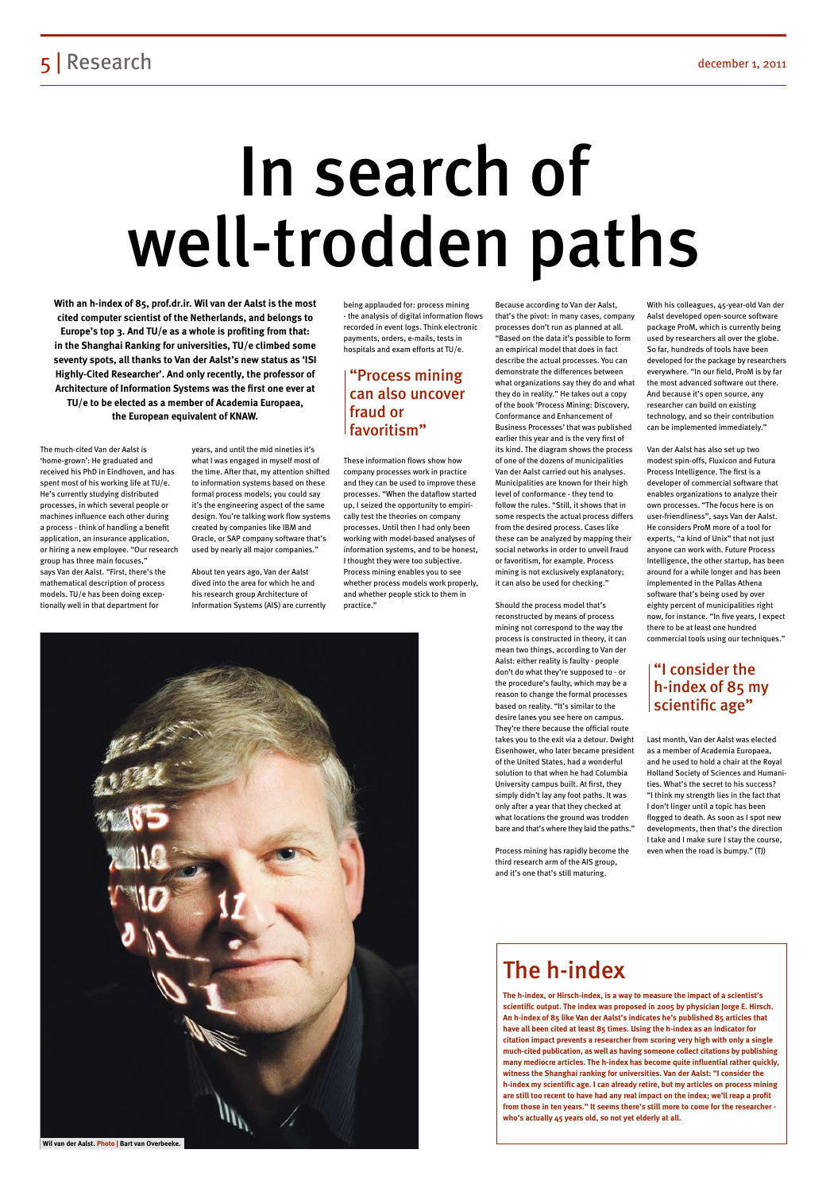# In search of well-trodden paths

**With an h-index of 85, prof.dr.ir. Wil van der Aalst is the most cited computer scientist of the Netherlands, and belongs to Europe's top 3. And TU/e as a whole is profiting from that: in the Shanghai Ranking for universities, TU/e climbed some seventy spots, all thanks to Van der Aalst's new status as 'ISI Highly-Cited Researcher'. And only recently, the professor of Architecture of Information Systems was the first one ever at TU/e to be elected as a member of Academia Europaea, the European equivalent of KNAW.**

The much-cited Van der Aalst is 'home-grown': He graduated and received his PhD in Eindhoven, and has spent most of his working life at TU/e. He's currently studying distributed processes, in which several people or machines influence each other during a process - think of handling a benefit application, an insurance application, or hiring a new employee. "Our research group has three main focuses," says Van der Aalst. "First, there's the mathematical description of process models. TU/e has been doing exceptionally well in that department for years, and until the mid nineties it's what I was engaged in myself most of the time. After that, my attention shifted to information systems based on these formal process models; you could say it's the engineering aspect of the same design. You're talking work flow systems created by companies like IBM and Oracle, or SAP company software that's used by nearly all major companies."

About ten years ago, Van der Aalst dived into the area for which he and his research group Architecture of Information Systems (AIS) are currently being applauded for: process mining - the analysis of digital information flows recorded in event logs. Think electronic payments, orders, e-mails, tests in hospitals and exam efforts at TU/e.

## "Process mining can also uncover fraud or favoritism"

These information flows show how company processes work in practice and they can be used to improve these processes. "When the dataflow started up, I seized the opportunity to empirically test the theories on company processes. Until then I had only been working with model-based analyses of information systems, and to be honest, I thought they were too subjective. Process mining enables you to see whether process models work properly, and whether people stick to them in practice."

Because according to Van der Aalst, that's the pivot: in many cases, company processes don't run as planned at all. "Based on the data it's possible to form an empirical model that does in fact describe the actual processes. You can demonstrate the differences between what organizations say they do and what they do in reality." He takes out a copy of the book 'Process Mining: Discovery, Conformance and Enhancement of Business Processes' that was published earlier this year and is the very first of its kind. The diagram shows the process of one of the dozens of municipalities Van der Aalst carried out his analyses. Municipalities are known for their high level of conformance - they tend to follow the rules. "Still, it shows that in some respects the actual process differs from the desired process. Cases like these can be analyzed by mapping their social networks in order to unveil fraud or favoritism, for example. Process mining is not exclusively explanatory; it can also be used for checking."

Should the process model that's reconstructed by means of process mining not correspond to the way the process is constructed in theory, it can mean two things, according to Van der Aalst: either reality is faulty - people don't do what they're supposed to - or the procedure's faulty, which may be a reason to change the formal processes based on reality. "It's similar to the desire lanes you see here on campus. They're there because the official route takes you to the exit via a detour. Dwight Eisenhower, who later became president of the United States, had a wonderful solution to that when he had Columbia University campus built. At first, they simply didn't lay any foot paths. It was only after a year that they checked at what locations the ground was trodden bare and that's where they laid the paths."

Process mining has rapidly become the third research arm of the AIS group, and it's one that's still maturing.

With his colleagues, 45-year-old Van der Aalst developed open-source software package ProM, which is currently being used by researchers all over the globe. So far, hundreds of tools have been developed for the package by researchers everywhere. "In our field, ProM is by far the most advanced software out there. And because it's open source, any researcher can build on existing technology, and so their contribution can be implemented immediately."

Van der Aalst has also set up two modest spin-offs, Fluxicon and Futura Process Intelligence. The first is a developer of commercial software that enables organizations to analyze their own processes. "The focus here is on user-friendliness", says Van der Aalst. He considers ProM more of a tool for experts, "a kind of Unix" that not just anyone can work with. Future Process Intelligence, the other startup, has been around for a while longer and has been implemented in the Pallas Athena software that's being used by over eighty percent of municipalities right now, for instance. "In five years, I expect there to be at least one hundred commercial tools using our techniques."

## "I consider the h-index of 85 my scientific age"

Last month, Van der Aalst was elected as a member of Academia Europaea, and he used to hold a chair at the Royal Holland Society of Sciences and Humanities. What's the secret to his success? "I think my strength lies in the fact that I don't linger until a topic has been flogged to death. As soon as I spot new developments, then that's the direction I take and I make sure I stay the course, even when the road is bumpy." (TJ)

Wil van der Aalst. Photo | Bart van Overbeeke.

## The h-index

**The h-index, or Hirsch-index, is a way to measure the impact of a scientist's scientific output. The index was proposed in 2005 by physician Jorge E. Hirsch. An h-index of 85 like Van der Aalst's indicates he's published 85 articles that have all been cited at least 85 times. Using the h-index as an indicator for citation impact prevents a researcher from scoring very high with only a single much-cited publication, as well as having someone collect citations by publishing many mediocre articles. The h-index has become quite influential rather quickly, witness the Shanghai ranking for universities. Van der Aalst: "I consider the h-index my scientific age. I can already retire, but my articles on process mining are still too recent to have had any real impact on the index; we'll reap a profit from those in ten years." It seems there's still more to come for the researcher - who's actually 45 years old, so not yet elderly at all.**